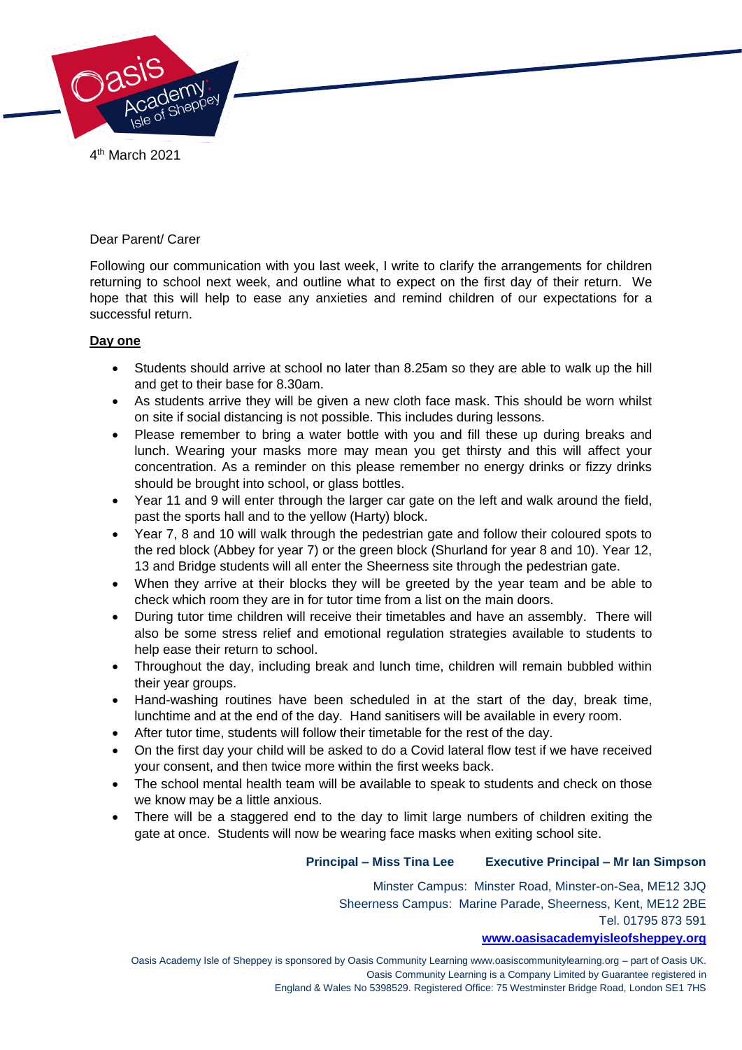4th March 2021

Dear Parent/ Carer

Following our communication with you last week, I write to clarify the arrangements for children returning to school next week, and outline what to expect on the first day of their return. We hope that this will help to ease any anxieties and remind children of our expectations for a successful return.

**Day one**

- Students should arrive at school no later than 8.25am so they are able to walk up the hill and get to their base for 8.30am.
- As students arrive they will be given a new cloth face mask. This should be worn whilst on site if social distancing is not possible. This includes during lessons.
- Please remember to bring a water bottle with you and fill these up during breaks and lunch. Wearing your masks more may mean you get thirsty and this will affect your concentration. As a reminder on this please remember no energy drinks or fizzy drinks should be brought into school, or glass bottles.
- Year 11 and 9 will enter through the larger car gate on the left and walk around the field, past the sports hall and to the yellow (Harty) block.
- Year 7, 8 and 10 will walk through the pedestrian gate and follow their coloured spots to the red block (Abbey for year 7) or the green block (Shurland for year 8 and 10). Year 12, 13 and Bridge students will all enter the Sheerness site through the pedestrian gate.
- When they arrive at their blocks they will be greeted by the year team and be able to check which room they are in for tutor time from a list on the main doors.
- During tutor time children will receive their timetables and have an assembly. There will also be some stress relief and emotional regulation strategies available to students to help ease their return to school.
- Throughout the day, including break and lunch time, children will remain bubbled within their year groups.
- Hand-washing routines have been scheduled in at the start of the day, break time, lunchtime and at the end of the day. Hand sanitisers will be available in every room.
- After tutor time, students will follow their timetable for the rest of the day.
- On the first day your child will be asked to do a Covid lateral flow test if we have received your consent, and then twice more within the first weeks back.
- The school mental health team will be available to speak to students and check on those we know may be a little anxious.
- There will be a staggered end to the day to limit large numbers of children exiting the gate at once. Students will now be wearing face masks when exiting school site.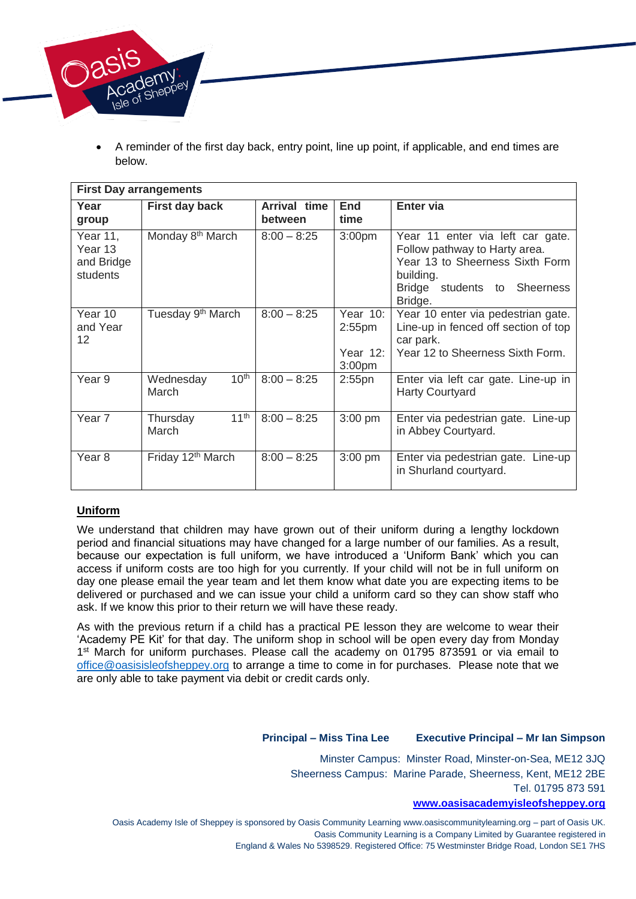- A reminder of the first day back, entry point, line up point, if applicable, and end times are below.

| First Day arrangements | | | | |
|---|---|---|---|---|
| **Year group** | **First day back** | **Arrival time between** | **End time** | **Enter via** |
| Year 11, Year 13 and Bridge students | Monday 8th March | 8:00 – 8:25 | 3:00pm | Year 11 enter via left car gate. Follow pathway to Harty area. Year 13 to Sheerness Sixth Form building. Bridge students to Sheerness Bridge. |
| Year 10 and Year 12 | Tuesday 9th March | 8:00 – 8:25 | Year 10: 2:55pm Year 12: 3:00pm | Year 10 enter via pedestrian gate. Line-up in fenced off section of top car park. Year 12 to Sheerness Sixth Form. |
| Year 9 | Wednesday 10th March | 8:00 – 8:25 | 2:55pn | Enter via left car gate. Line-up in Harty Courtyard |
| Year 7 | Thursday 11th March | 8:00 – 8:25 | 3:00 pm | Enter via pedestrian gate. Line-up in Abbey Courtyard. |
| Year 8 | Friday 12th March | 8:00 – 8:25 | 3:00 pm | Enter via pedestrian gate. Line-up in Shurland courtyard. |

**Uniform**

We understand that children may have grown out of their uniform during a lengthy lockdown period and financial situations may have changed for a large number of our families. As a result, because our expectation is full uniform, we have introduced a 'Uniform Bank' which you can access if uniform costs are too high for you currently. If your child will not be in full uniform on day one please email the year team and let them know what date you are expecting items to be delivered or purchased and we can issue your child a uniform card so they can show staff who ask. If we know this prior to their return we will have these ready.

As with the previous return if a child has a practical PE lesson they are welcome to wear their 'Academy PE Kit' for that day. The uniform shop in school will be open every day from Monday 1st March for uniform purchases. Please call the academy on 01795 873591 or via email to office@oasisisleofsheppey.org to arrange a time to come in for purchases. Please note that we are only able to take payment via debit or credit cards only.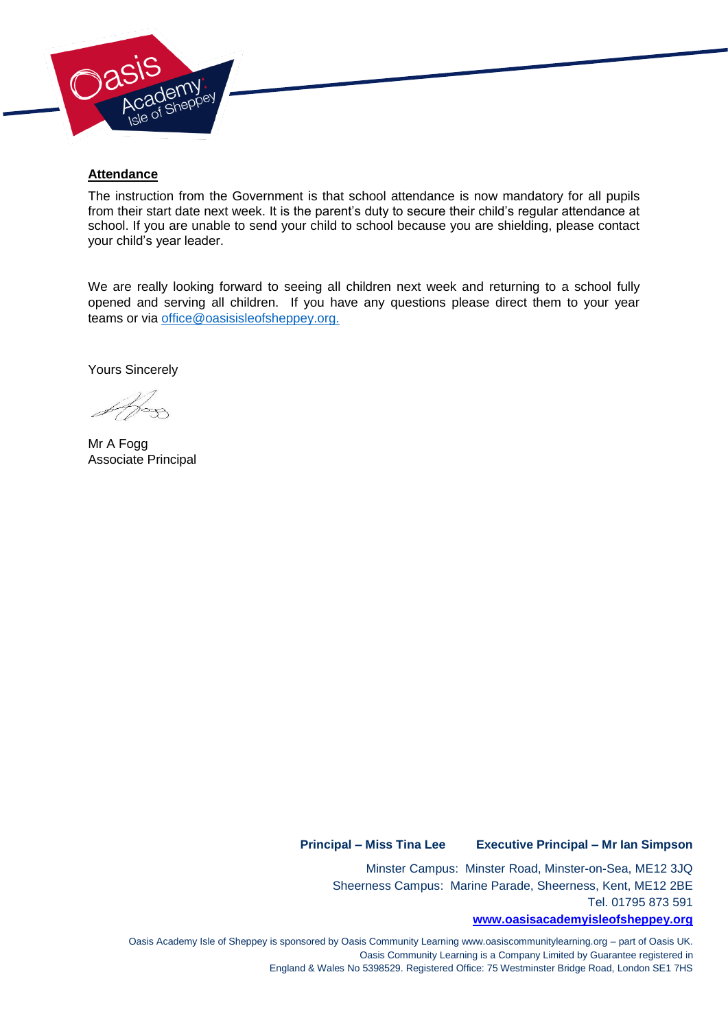**Attendance**

The instruction from the Government is that school attendance is now mandatory for all pupils from their start date next week. It is the parent's duty to secure their child's regular attendance at school. If you are unable to send your child to school because you are shielding, please contact your child's year leader.

We are really looking forward to seeing all children next week and returning to a school fully opened and serving all children. If you have any questions please direct them to your year teams or via office@oasisisleofsheppey.org.

Yours Sincerely

Mr A Fogg
Associate Principal

**Principal – Miss Tina Lee** **Executive Principal – Mr Ian Simpson**

Minster Campus: Minster Road, Minster-on-Sea, ME12 3JQ
Sheerness Campus: Marine Parade, Sheerness, Kent, ME12 2BE
Tel. 01795 873 591
**www.oasisacademyisleofsheppey.org**

Oasis Academy Isle of Sheppey is sponsored by Oasis Community Learning www.oasiscommunitylearning.org – part of Oasis UK.
Oasis Community Learning is a Company Limited by Guarantee registered in England & Wales No 5398529. Registered Office: 75 Westminster Bridge Road, London SE1 7HS